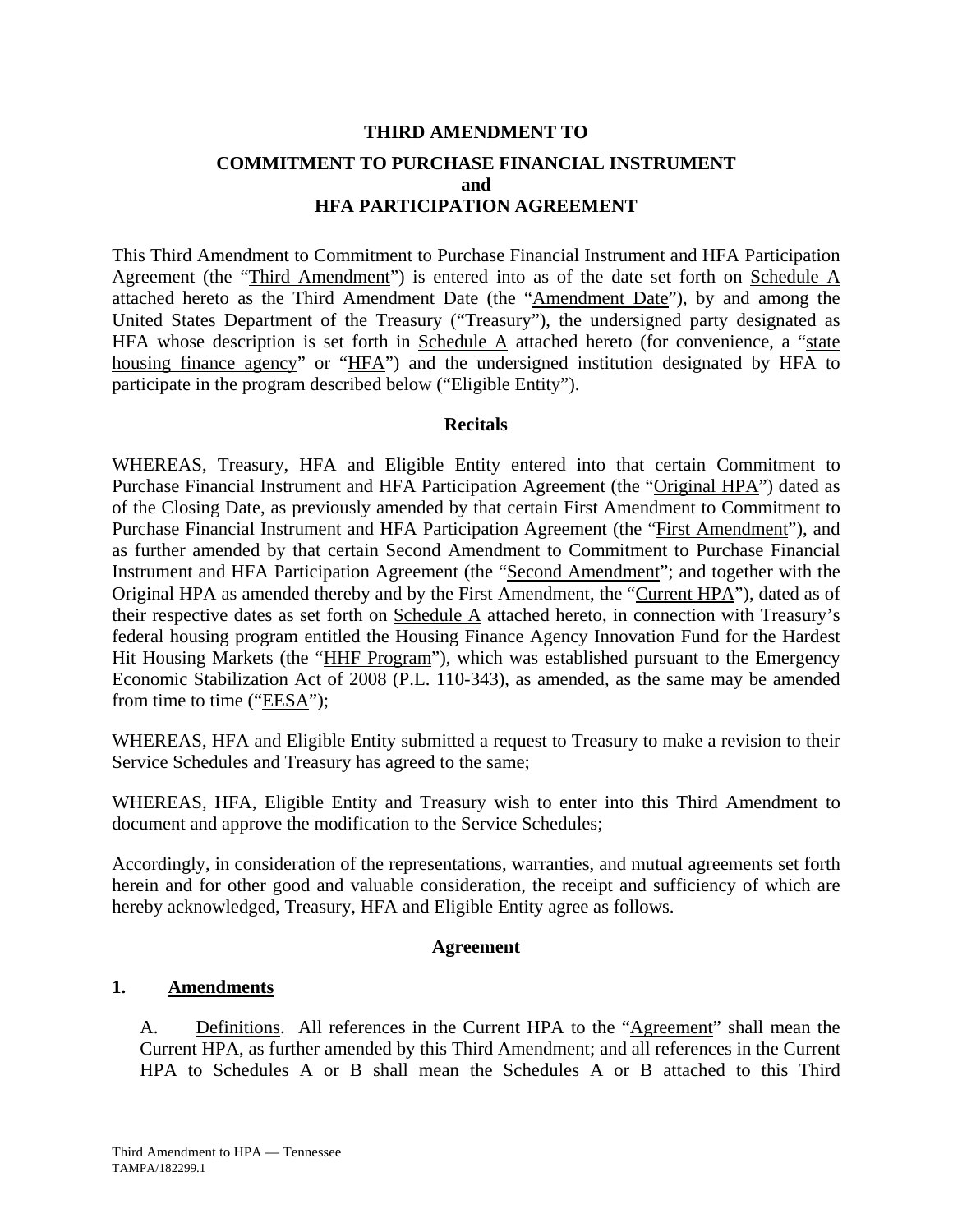**THIRD AMENDMENT TO**

**COMMITMENT TO PURCHASE FINANCIAL INSTRUMENT and HFA PARTICIPATION AGREEMENT**

This Third Amendment to Commitment to Purchase Financial Instrument and HFA Participation Agreement (the "Third Amendment") is entered into as of the date set forth on Schedule A attached hereto as the Third Amendment Date (the "Amendment Date"), by and among the United States Department of the Treasury ("Treasury"), the undersigned party designated as HFA whose description is set forth in Schedule A attached hereto (for convenience, a "state housing finance agency" or "HFA") and the undersigned institution designated by HFA to participate in the program described below ("Eligible Entity").

**Recitals**

WHEREAS, Treasury, HFA and Eligible Entity entered into that certain Commitment to Purchase Financial Instrument and HFA Participation Agreement (the "Original HPA") dated as of the Closing Date, as previously amended by that certain First Amendment to Commitment to Purchase Financial Instrument and HFA Participation Agreement (the "First Amendment"), and as further amended by that certain Second Amendment to Commitment to Purchase Financial Instrument and HFA Participation Agreement (the "Second Amendment"; and together with the Original HPA as amended thereby and by the First Amendment, the "Current HPA"), dated as of their respective dates as set forth on Schedule A attached hereto, in connection with Treasury's federal housing program entitled the Housing Finance Agency Innovation Fund for the Hardest Hit Housing Markets (the "HHF Program"), which was established pursuant to the Emergency Economic Stabilization Act of 2008 (P.L. 110-343), as amended, as the same may be amended from time to time ("EESA");

WHEREAS, HFA and Eligible Entity submitted a request to Treasury to make a revision to their Service Schedules and Treasury has agreed to the same;

WHEREAS, HFA, Eligible Entity and Treasury wish to enter into this Third Amendment to document and approve the modification to the Service Schedules;

Accordingly, in consideration of the representations, warranties, and mutual agreements set forth herein and for other good and valuable consideration, the receipt and sufficiency of which are hereby acknowledged, Treasury, HFA and Eligible Entity agree as follows.

**Agreement**

**1. Amendments**

A. Definitions. All references in the Current HPA to the "Agreement" shall mean the Current HPA, as further amended by this Third Amendment; and all references in the Current HPA to Schedules A or B shall mean the Schedules A or B attached to this Third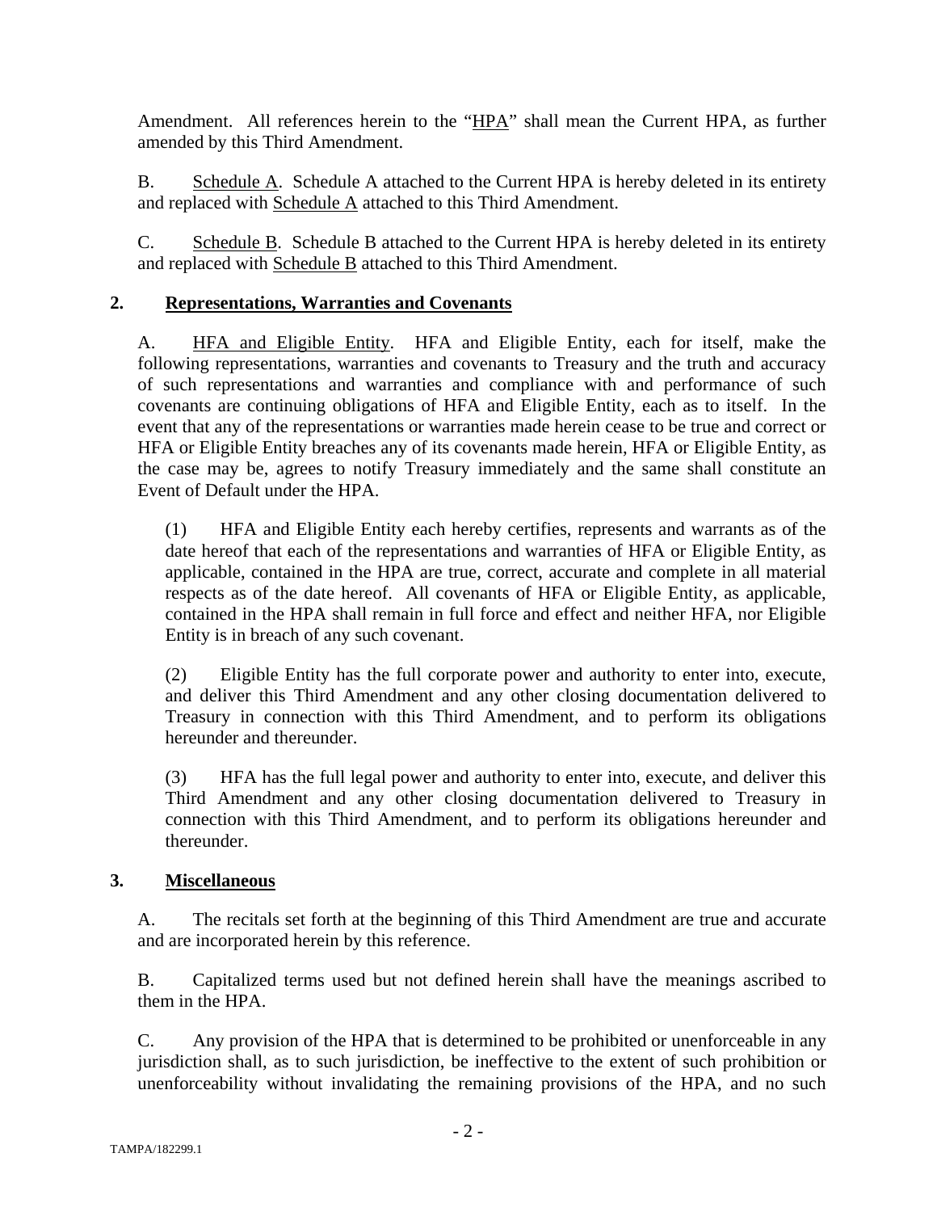Amendment. All references herein to the "HPA" shall mean the Current HPA, as further amended by this Third Amendment.

B. Schedule A. Schedule A attached to the Current HPA is hereby deleted in its entirety and replaced with Schedule A attached to this Third Amendment.

C. Schedule B. Schedule B attached to the Current HPA is hereby deleted in its entirety and replaced with Schedule B attached to this Third Amendment.

## 2. Representations, Warranties and Covenants

A. HFA and Eligible Entity. HFA and Eligible Entity, each for itself, make the following representations, warranties and covenants to Treasury and the truth and accuracy of such representations and warranties and compliance with and performance of such covenants are continuing obligations of HFA and Eligible Entity, each as to itself. In the event that any of the representations or warranties made herein cease to be true and correct or HFA or Eligible Entity breaches any of its covenants made herein, HFA or Eligible Entity, as the case may be, agrees to notify Treasury immediately and the same shall constitute an Event of Default under the HPA.

(1) HFA and Eligible Entity each hereby certifies, represents and warrants as of the date hereof that each of the representations and warranties of HFA or Eligible Entity, as applicable, contained in the HPA are true, correct, accurate and complete in all material respects as of the date hereof. All covenants of HFA or Eligible Entity, as applicable, contained in the HPA shall remain in full force and effect and neither HFA, nor Eligible Entity is in breach of any such covenant.

(2) Eligible Entity has the full corporate power and authority to enter into, execute, and deliver this Third Amendment and any other closing documentation delivered to Treasury in connection with this Third Amendment, and to perform its obligations hereunder and thereunder.

(3) HFA has the full legal power and authority to enter into, execute, and deliver this Third Amendment and any other closing documentation delivered to Treasury in connection with this Third Amendment, and to perform its obligations hereunder and thereunder.

## 3. Miscellaneous

A. The recitals set forth at the beginning of this Third Amendment are true and accurate and are incorporated herein by this reference.

B. Capitalized terms used but not defined herein shall have the meanings ascribed to them in the HPA.

C. Any provision of the HPA that is determined to be prohibited or unenforceable in any jurisdiction shall, as to such jurisdiction, be ineffective to the extent of such prohibition or unenforceability without invalidating the remaining provisions of the HPA, and no such

TAMPA/182299.1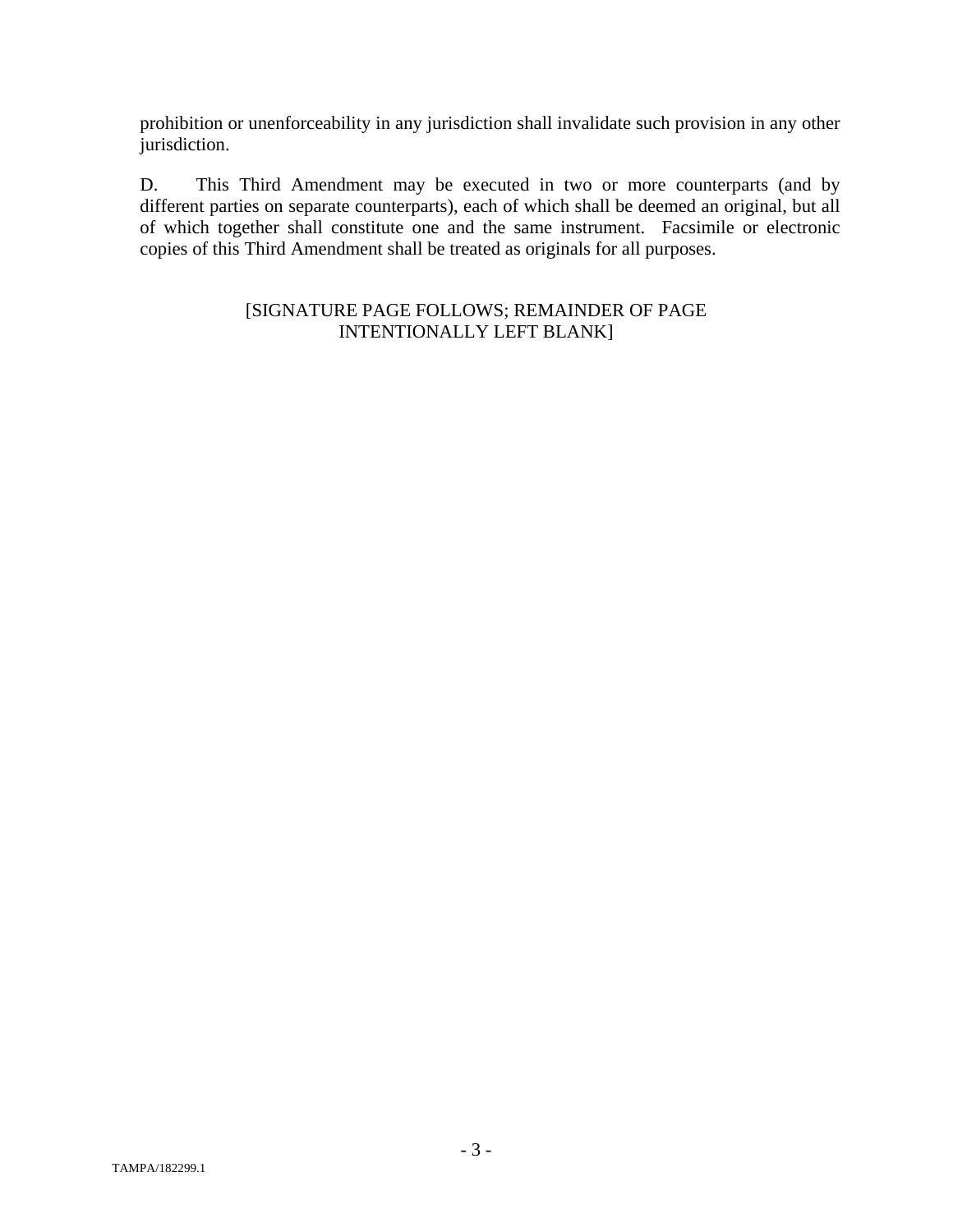prohibition or unenforceability in any jurisdiction shall invalidate such provision in any other jurisdiction.

D. This Third Amendment may be executed in two or more counterparts (and by different parties on separate counterparts), each of which shall be deemed an original, but all of which together shall constitute one and the same instrument. Facsimile or electronic copies of this Third Amendment shall be treated as originals for all purposes.

[SIGNATURE PAGE FOLLOWS; REMAINDER OF PAGE INTENTIONALLY LEFT BLANK]

TAMPA/182299.1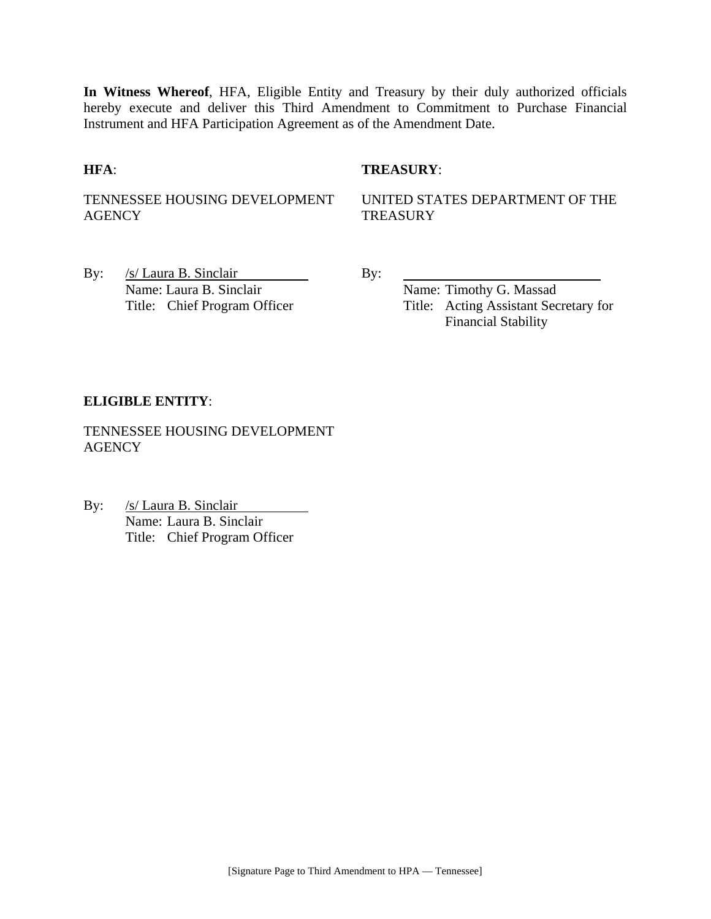**In Witness Whereof**, HFA, Eligible Entity and Treasury by their duly authorized officials hereby execute and deliver this Third Amendment to Commitment to Purchase Financial Instrument and HFA Participation Agreement as of the Amendment Date.

**HFA**:

TENNESSEE HOUSING DEVELOPMENT AGENCY

By: /s/ Laura B. Sinclair
Name: Laura B. Sinclair
Title: Chief Program Officer

**TREASURY**:

UNITED STATES DEPARTMENT OF THE TREASURY

By: \_\_\_\_\_\_\_\_\_\_\_\_\_\_\_\_\_\_\_\_\_\_\_\_\_\_\_\_
Name: Timothy G. Massad
Title: Acting Assistant Secretary for Financial Stability

**ELIGIBLE ENTITY**:

TENNESSEE HOUSING DEVELOPMENT AGENCY

By: /s/ Laura B. Sinclair
Name: Laura B. Sinclair
Title: Chief Program Officer

[Signature Page to Third Amendment to HPA — Tennessee]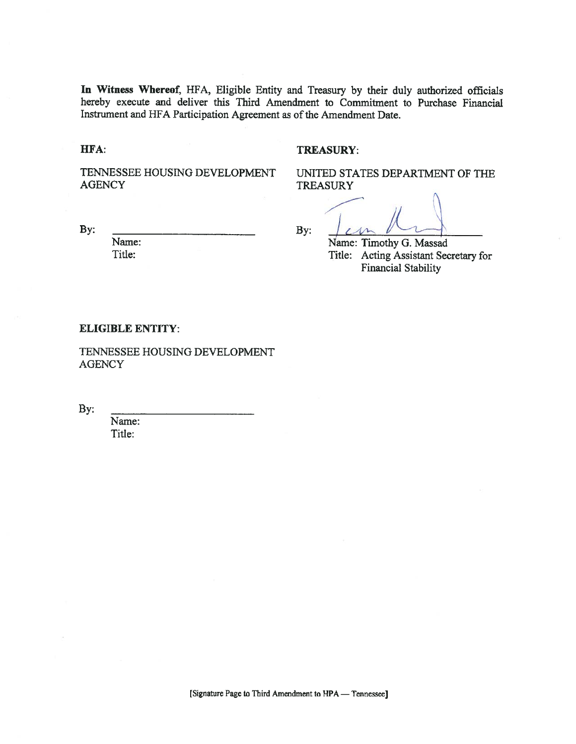**In Witness Whereof**, HFA, Eligible Entity and Treasury by their duly authorized officials hereby execute and deliver this Third Amendment to Commitment to Purchase Financial Instrument and HFA Participation Agreement as of the Amendment Date.

**HFA**:

TENNESSEE HOUSING DEVELOPMENT AGENCY

By: \_\_\_\_\_\_\_\_\_\_\_\_\_\_\_\_\_\_\_\_\_\_\_\_

Name:

Title:

**TREASURY**:

UNITED STATES DEPARTMENT OF THE TREASURY

By: \_\_\_\_\_\_\_\_\_\_\_\_\_\_\_\_\_\_\_\_\_\_\_\_

Name: Timothy G. Massad

Title: Acting Assistant Secretary for Financial Stability

**ELIGIBLE ENTITY**:

TENNESSEE HOUSING DEVELOPMENT AGENCY

By: \_\_\_\_\_\_\_\_\_\_\_\_\_\_\_\_\_\_\_\_\_\_\_\_

Name:

Title:

[Signature Page to Third Amendment to HPA — Tennessee]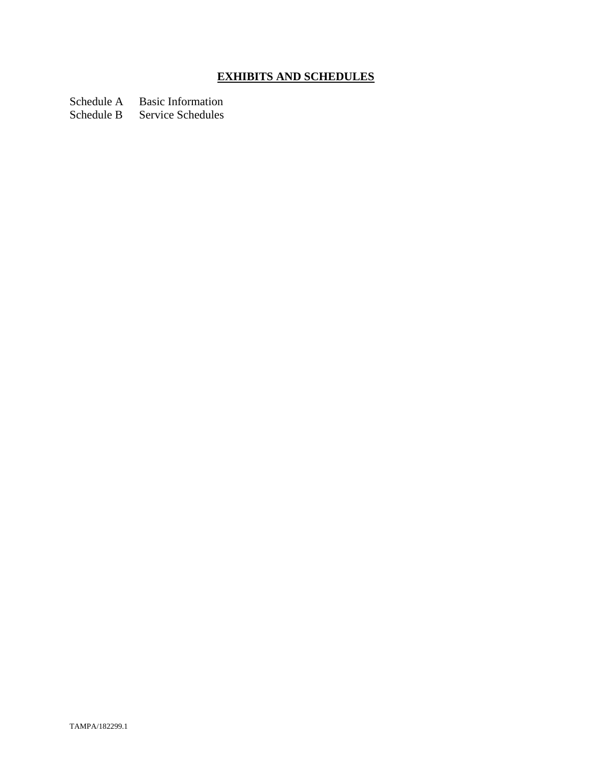# **EXHIBITS AND SCHEDULES**

Schedule A Basic Information
Schedule B Service Schedules

TAMPA/182299.1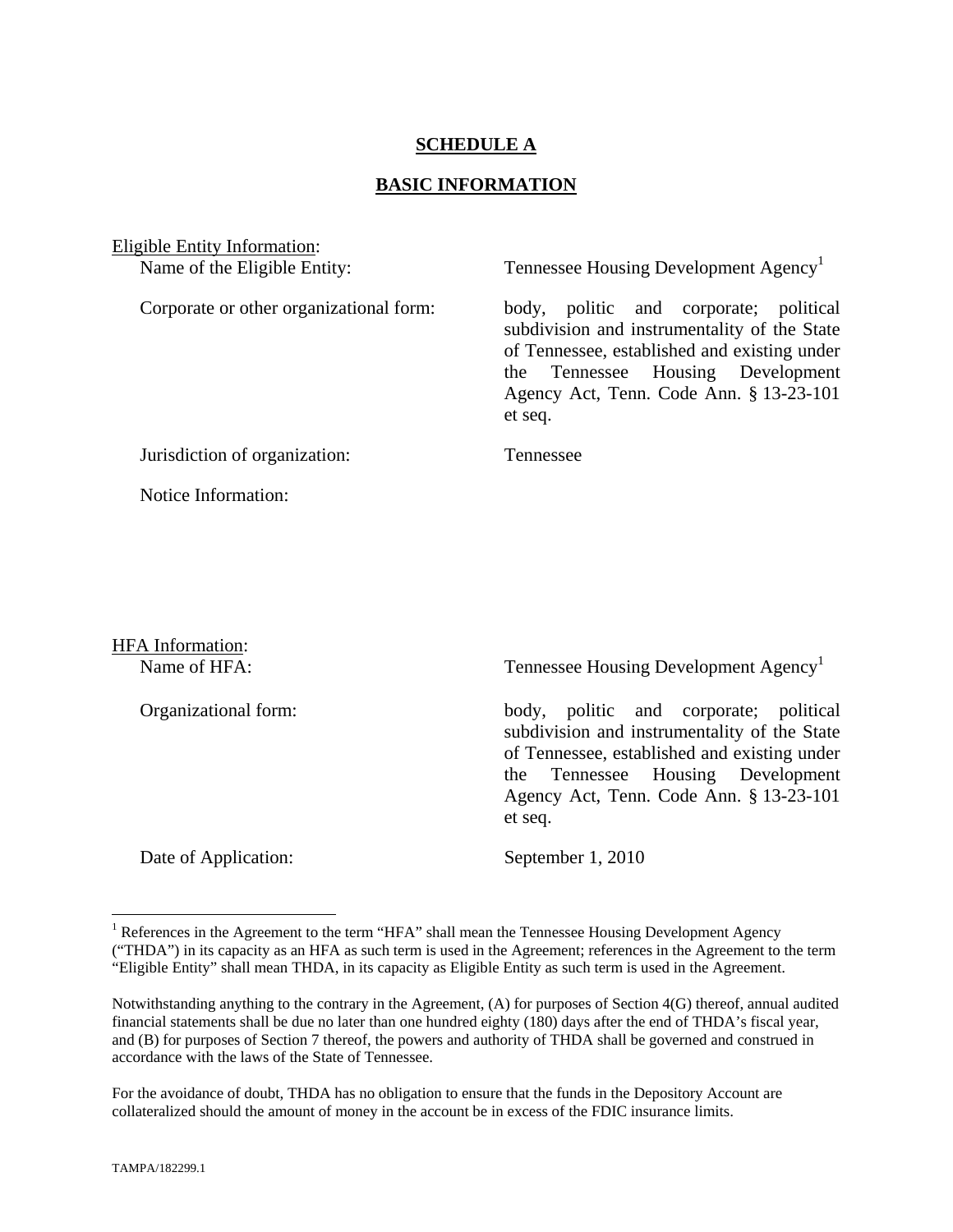# SCHEDULE A

## BASIC INFORMATION

Eligible Entity Information:

| | |
|---|---|
| Name of the Eligible Entity: | Tennessee Housing Development Agency[1] |
| Corporate or other organizational form: | body, politic and corporate; political subdivision and instrumentality of the State of Tennessee, established and existing under the Tennessee Housing Development Agency Act, Tenn. Code Ann. § 13-23-101 et seq. |
| Jurisdiction of organization: | Tennessee |
| Notice Information: | |

HFA Information:

| | |
|---|---|
| Name of HFA: | Tennessee Housing Development Agency[1] |
| Organizational form: | body, politic and corporate; political subdivision and instrumentality of the State of Tennessee, established and existing under the Tennessee Housing Development Agency Act, Tenn. Code Ann. § 13-23-101 et seq. |
| Date of Application: | September 1, 2010 |

[1] References in the Agreement to the term "HFA" shall mean the Tennessee Housing Development Agency ("THDA") in its capacity as an HFA as such term is used in the Agreement; references in the Agreement to the term "Eligible Entity" shall mean THDA, in its capacity as Eligible Entity as such term is used in the Agreement.

Notwithstanding anything to the contrary in the Agreement, (A) for purposes of Section 4(G) thereof, annual audited financial statements shall be due no later than one hundred eighty (180) days after the end of THDA's fiscal year, and (B) for purposes of Section 7 thereof, the powers and authority of THDA shall be governed and construed in accordance with the laws of the State of Tennessee.

For the avoidance of doubt, THDA has no obligation to ensure that the funds in the Depository Account are collateralized should the amount of money in the account be in excess of the FDIC insurance limits.

TAMPA/182299.1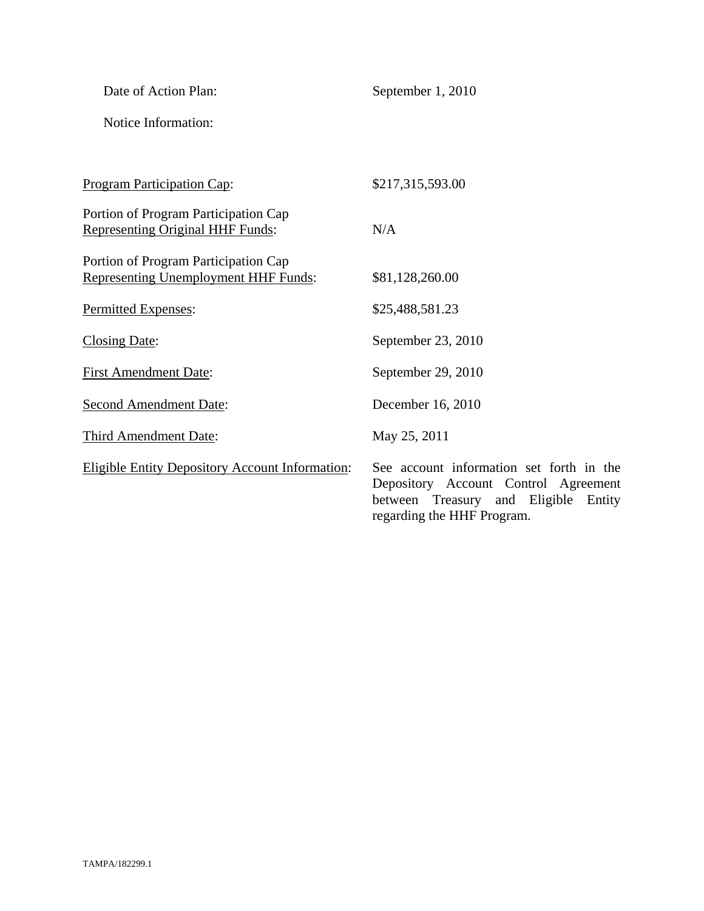Date of Action Plan: September 1, 2010

Notice Information:

| | |
|---|---|
| Program Participation Cap: | \$217,315,593.00 |
| Portion of Program Participation Cap Representing Original HHF Funds: | N/A |
| Portion of Program Participation Cap Representing Unemployment HHF Funds: | \$81,128,260.00 |
| Permitted Expenses: | \$25,488,581.23 |
| Closing Date: | September 23, 2010 |
| First Amendment Date: | September 29, 2010 |
| Second Amendment Date: | December 16, 2010 |
| Third Amendment Date: | May 25, 2011 |
| Eligible Entity Depository Account Information: | See account information set forth in the Depository Account Control Agreement between Treasury and Eligible Entity regarding the HHF Program. |

TAMPA/182299.1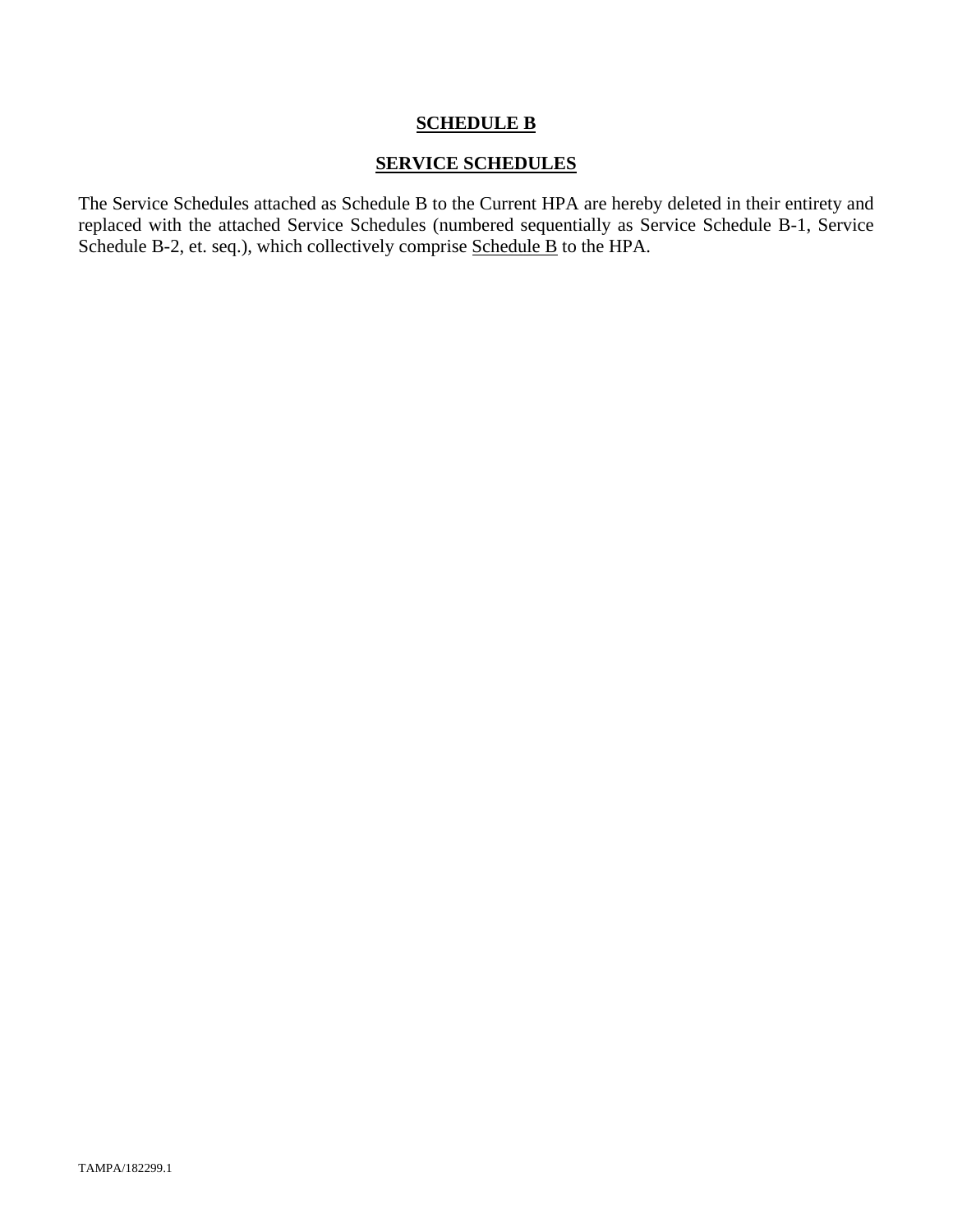# **SCHEDULE B**

## **SERVICE SCHEDULES**

The Service Schedules attached as Schedule B to the Current HPA are hereby deleted in their entirety and replaced with the attached Service Schedules (numbered sequentially as Service Schedule B-1, Service Schedule B-2, et. seq.), which collectively comprise Schedule B to the HPA.

TAMPA/182299.1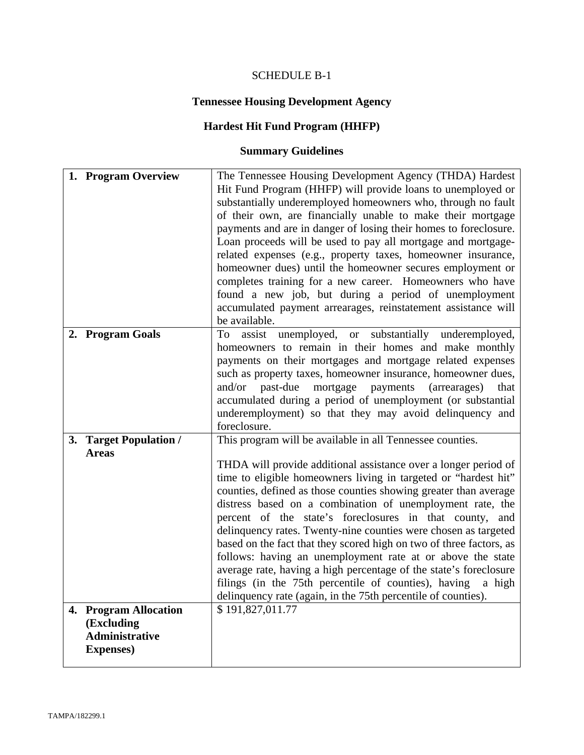SCHEDULE B-1

**Tennessee Housing Development Agency**

**Hardest Hit Fund Program (HHFP)**

**Summary Guidelines**

| | |
|---|---|
| **1. Program Overview** | The Tennessee Housing Development Agency (THDA) Hardest Hit Fund Program (HHFP) will provide loans to unemployed or substantially underemployed homeowners who, through no fault of their own, are financially unable to make their mortgage payments and are in danger of losing their homes to foreclosure. Loan proceeds will be used to pay all mortgage and mortgage-related expenses (e.g., property taxes, homeowner insurance, homeowner dues) until the homeowner secures employment or completes training for a new career. Homeowners who have found a new job, but during a period of unemployment accumulated payment arrearages, reinstatement assistance will be available. |
| **2. Program Goals** | To assist unemployed, or substantially underemployed, homeowners to remain in their homes and make monthly payments on their mortgages and mortgage related expenses such as property taxes, homeowner insurance, homeowner dues, and/or past-due mortgage payments (arrearages) that accumulated during a period of unemployment (or substantial underemployment) so that they may avoid delinquency and foreclosure. |
| **3. Target Population / Areas** | This program will be available in all Tennessee counties.<br><br>THDA will provide additional assistance over a longer period of time to eligible homeowners living in targeted or "hardest hit" counties, defined as those counties showing greater than average distress based on a combination of unemployment rate, the percent of the state's foreclosures in that county, and delinquency rates. Twenty-nine counties were chosen as targeted based on the fact that they scored high on two of three factors, as follows: having an unemployment rate at or above the state average rate, having a high percentage of the state's foreclosure filings (in the 75th percentile of counties), having a high delinquency rate (again, in the 75th percentile of counties). |
| **4. Program Allocation (Excluding Administrative Expenses)** | $ 191,827,011.77 |

TAMPA/182299.1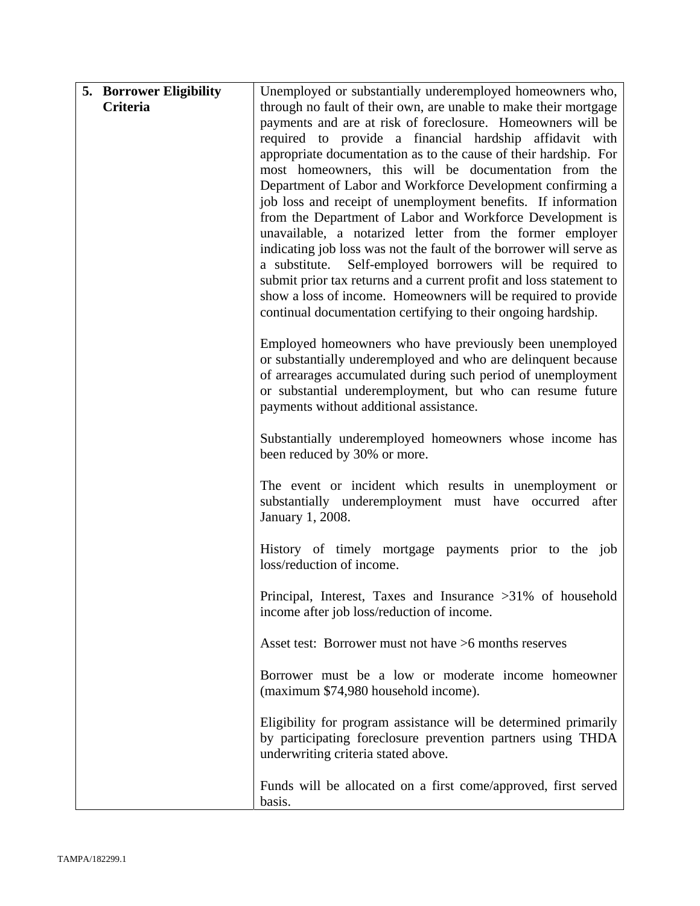| 5. **Borrower Eligibility Criteria** | Unemployed or substantially underemployed homeowners who, through no fault of their own, are unable to make their mortgage payments and are at risk of foreclosure. Homeowners will be required to provide a financial hardship affidavit with appropriate documentation as to the cause of their hardship. For most homeowners, this will be documentation from the Department of Labor and Workforce Development confirming a job loss and receipt of unemployment benefits. If information from the Department of Labor and Workforce Development is unavailable, a notarized letter from the former employer indicating job loss was not the fault of the borrower will serve as a substitute. Self-employed borrowers will be required to submit prior tax returns and a current profit and loss statement to show a loss of income. Homeowners will be required to provide continual documentation certifying to their ongoing hardship.<br><br>Employed homeowners who have previously been unemployed or substantially underemployed and who are delinquent because of arrearages accumulated during such period of unemployment or substantial underemployment, but who can resume future payments without additional assistance.<br><br>Substantially underemployed homeowners whose income has been reduced by 30% or more.<br><br>The event or incident which results in unemployment or substantially underemployment must have occurred after January 1, 2008.<br><br>History of timely mortgage payments prior to the job loss/reduction of income.<br><br>Principal, Interest, Taxes and Insurance >31% of household income after job loss/reduction of income.<br><br>Asset test: Borrower must not have >6 months reserves<br><br>Borrower must be a low or moderate income homeowner (maximum $74,980 household income).<br><br>Eligibility for program assistance will be determined primarily by participating foreclosure prevention partners using THDA underwriting criteria stated above.<br><br>Funds will be allocated on a first come/approved, first served basis. |
|---|---|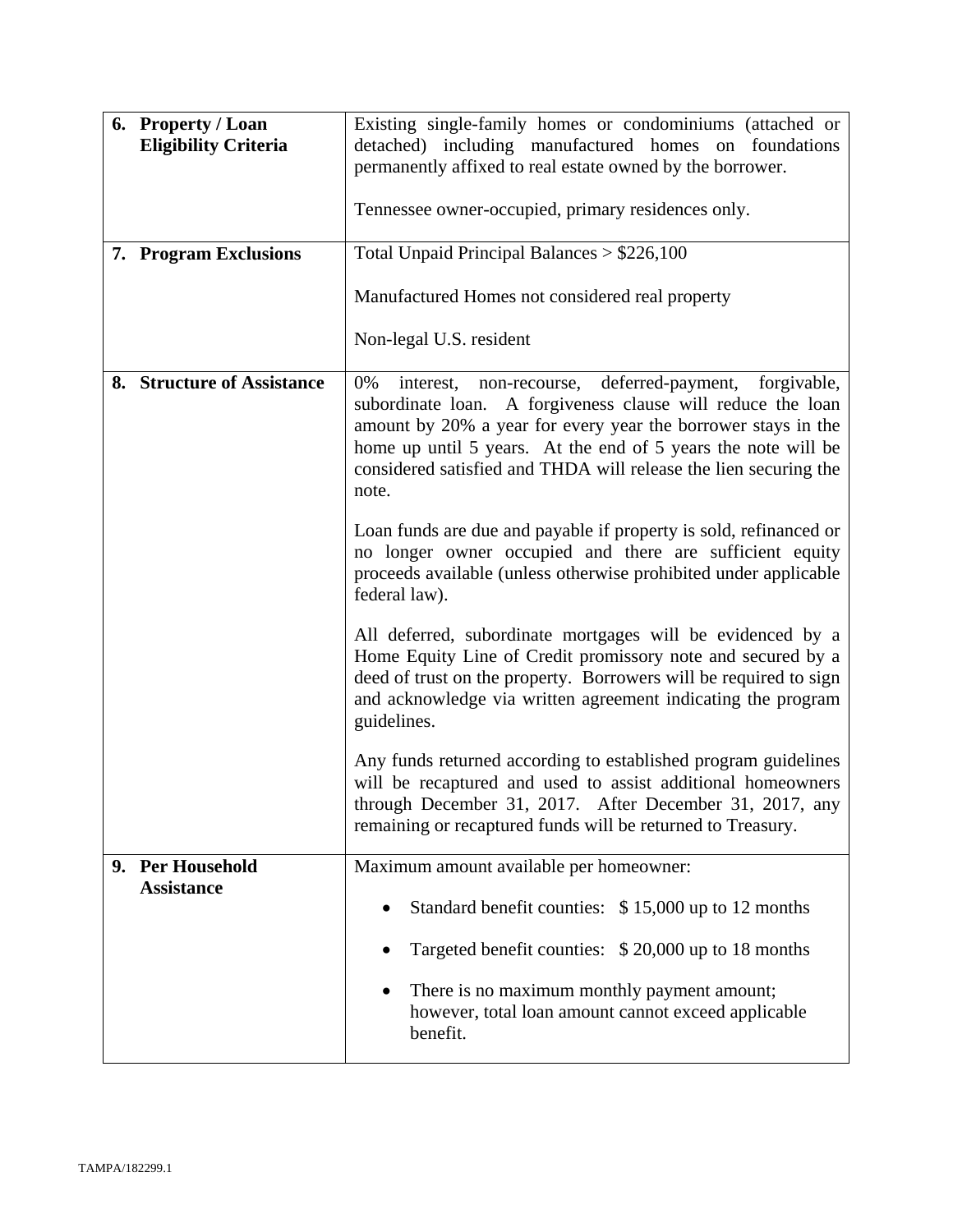| | |
|---|---|
| **6. Property / Loan Eligibility Criteria** | Existing single-family homes or condominiums (attached or detached) including manufactured homes on foundations permanently affixed to real estate owned by the borrower.<br><br>Tennessee owner-occupied, primary residences only. |
| **7. Program Exclusions** | Total Unpaid Principal Balances > $226,100<br><br>Manufactured Homes not considered real property<br><br>Non-legal U.S. resident |
| **8. Structure of Assistance** | 0% interest, non-recourse, deferred-payment, forgivable, subordinate loan. A forgiveness clause will reduce the loan amount by 20% a year for every year the borrower stays in the home up until 5 years. At the end of 5 years the note will be considered satisfied and THDA will release the lien securing the note.<br><br>Loan funds are due and payable if property is sold, refinanced or no longer owner occupied and there are sufficient equity proceeds available (unless otherwise prohibited under applicable federal law).<br><br>All deferred, subordinate mortgages will be evidenced by a Home Equity Line of Credit promissory note and secured by a deed of trust on the property. Borrowers will be required to sign and acknowledge via written agreement indicating the program guidelines.<br><br>Any funds returned according to established program guidelines will be recaptured and used to assist additional homeowners through December 31, 2017. After December 31, 2017, any remaining or recaptured funds will be returned to Treasury. |
| **9. Per Household Assistance** | Maximum amount available per homeowner:<br><br>• Standard benefit counties: $ 15,000 up to 12 months<br><br>• Targeted benefit counties: $ 20,000 up to 18 months<br><br>• There is no maximum monthly payment amount; however, total loan amount cannot exceed applicable benefit. |

TAMPA/182299.1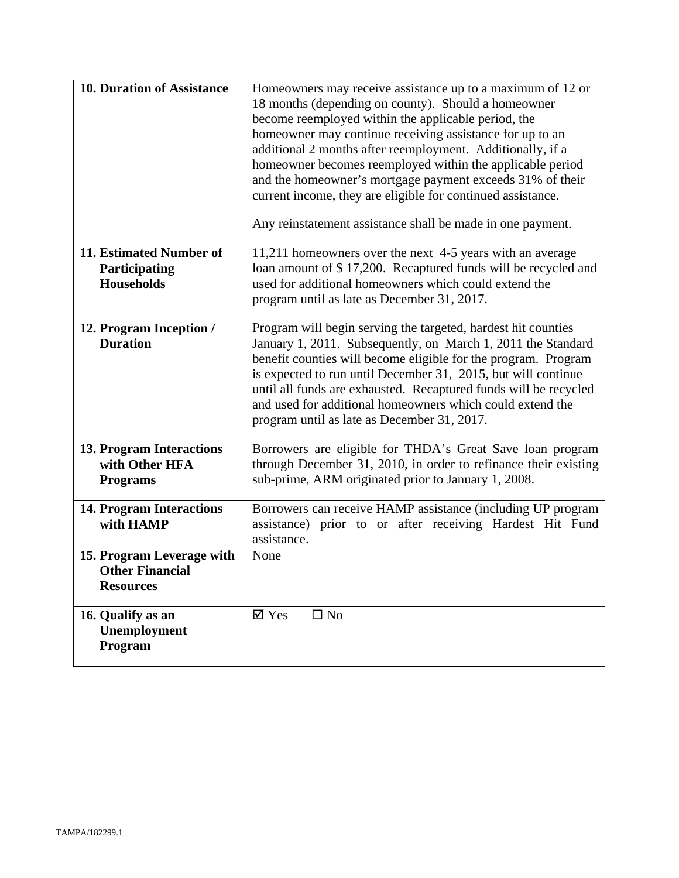| | |
|---|---|
| **10. Duration of Assistance** | Homeowners may receive assistance up to a maximum of 12 or 18 months (depending on county). Should a homeowner become reemployed within the applicable period, the homeowner may continue receiving assistance for up to an additional 2 months after reemployment. Additionally, if a homeowner becomes reemployed within the applicable period and the homeowner's mortgage payment exceeds 31% of their current income, they are eligible for continued assistance.<br><br>Any reinstatement assistance shall be made in one payment. |
| **11. Estimated Number of Participating Households** | 11,211 homeowners over the next 4-5 years with an average loan amount of $ 17,200. Recaptured funds will be recycled and used for additional homeowners which could extend the program until as late as December 31, 2017. |
| **12. Program Inception / Duration** | Program will begin serving the targeted, hardest hit counties January 1, 2011. Subsequently, on March 1, 2011 the Standard benefit counties will become eligible for the program. Program is expected to run until December 31, 2015, but will continue until all funds are exhausted. Recaptured funds will be recycled and used for additional homeowners which could extend the program until as late as December 31, 2017. |
| **13. Program Interactions with Other HFA Programs** | Borrowers are eligible for THDA's Great Save loan program through December 31, 2010, in order to refinance their existing sub-prime, ARM originated prior to January 1, 2008. |
| **14. Program Interactions with HAMP** | Borrowers can receive HAMP assistance (including UP program assistance) prior to or after receiving Hardest Hit Fund assistance. |
| **15. Program Leverage with Other Financial Resources** | None |
| **16. Qualify as an Unemployment Program** | ☑ Yes ☐ No |